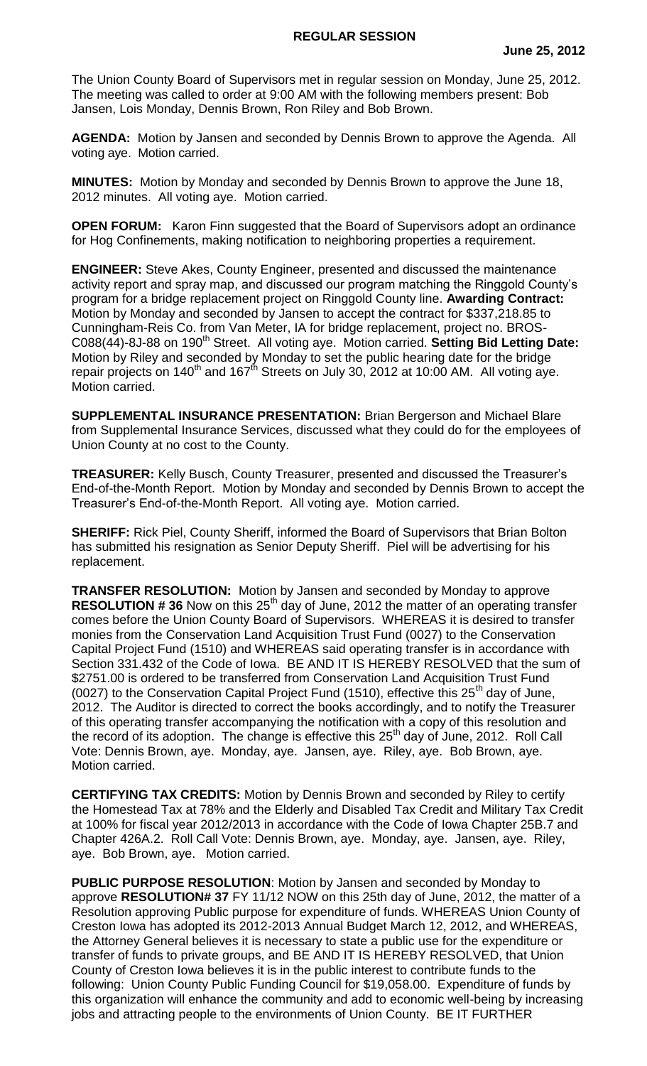## REGULAR SESSION

**June 25, 2012**

The Union County Board of Supervisors met in regular session on Monday, June 25, 2012. The meeting was called to order at 9:00 AM with the following members present: Bob Jansen, Lois Monday, Dennis Brown, Ron Riley and Bob Brown.

**AGENDA:** Motion by Jansen and seconded by Dennis Brown to approve the Agenda. All voting aye. Motion carried.

**MINUTES:** Motion by Monday and seconded by Dennis Brown to approve the June 18, 2012 minutes. All voting aye. Motion carried.

**OPEN FORUM:** Karon Finn suggested that the Board of Supervisors adopt an ordinance for Hog Confinements, making notification to neighboring properties a requirement.

**ENGINEER:** Steve Akes, County Engineer, presented and discussed the maintenance activity report and spray map, and discussed our program matching the Ringgold County's program for a bridge replacement project on Ringgold County line. **Awarding Contract:** Motion by Monday and seconded by Jansen to accept the contract for $337,218.85 to Cunningham-Reis Co. from Van Meter, IA for bridge replacement, project no. BROS-C088(44)-8J-88 on 190th Street. All voting aye. Motion carried. **Setting Bid Letting Date:** Motion by Riley and seconded by Monday to set the public hearing date for the bridge repair projects on 140th and 167th Streets on July 30, 2012 at 10:00 AM. All voting aye. Motion carried.

**SUPPLEMENTAL INSURANCE PRESENTATION:** Brian Bergerson and Michael Blare from Supplemental Insurance Services, discussed what they could do for the employees of Union County at no cost to the County.

**TREASURER:** Kelly Busch, County Treasurer, presented and discussed the Treasurer's End-of-the-Month Report. Motion by Monday and seconded by Dennis Brown to accept the Treasurer's End-of-the-Month Report. All voting aye. Motion carried.

**SHERIFF:** Rick Piel, County Sheriff, informed the Board of Supervisors that Brian Bolton has submitted his resignation as Senior Deputy Sheriff. Piel will be advertising for his replacement.

**TRANSFER RESOLUTION:** Motion by Jansen and seconded by Monday to approve **RESOLUTION # 36** Now on this 25th day of June, 2012 the matter of an operating transfer comes before the Union County Board of Supervisors. WHEREAS it is desired to transfer monies from the Conservation Land Acquisition Trust Fund (0027) to the Conservation Capital Project Fund (1510) and WHEREAS said operating transfer is in accordance with Section 331.432 of the Code of Iowa. BE AND IT IS HEREBY RESOLVED that the sum of $2751.00 is ordered to be transferred from Conservation Land Acquisition Trust Fund (0027) to the Conservation Capital Project Fund (1510), effective this 25th day of June, 2012. The Auditor is directed to correct the books accordingly, and to notify the Treasurer of this operating transfer accompanying the notification with a copy of this resolution and the record of its adoption. The change is effective this 25th day of June, 2012. Roll Call Vote: Dennis Brown, aye. Monday, aye. Jansen, aye. Riley, aye. Bob Brown, aye. Motion carried.

**CERTIFYING TAX CREDITS:** Motion by Dennis Brown and seconded by Riley to certify the Homestead Tax at 78% and the Elderly and Disabled Tax Credit and Military Tax Credit at 100% for fiscal year 2012/2013 in accordance with the Code of Iowa Chapter 25B.7 and Chapter 426A.2. Roll Call Vote: Dennis Brown, aye. Monday, aye. Jansen, aye. Riley, aye. Bob Brown, aye. Motion carried.

**PUBLIC PURPOSE RESOLUTION**: Motion by Jansen and seconded by Monday to approve **RESOLUTION# 37** FY 11/12 NOW on this 25th day of June, 2012, the matter of a Resolution approving Public purpose for expenditure of funds. WHEREAS Union County of Creston Iowa has adopted its 2012-2013 Annual Budget March 12, 2012, and WHEREAS, the Attorney General believes it is necessary to state a public use for the expenditure or transfer of funds to private groups, and BE AND IT IS HEREBY RESOLVED, that Union County of Creston Iowa believes it is in the public interest to contribute funds to the following: Union County Public Funding Council for $19,058.00. Expenditure of funds by this organization will enhance the community and add to economic well-being by increasing jobs and attracting people to the environments of Union County. BE IT FURTHER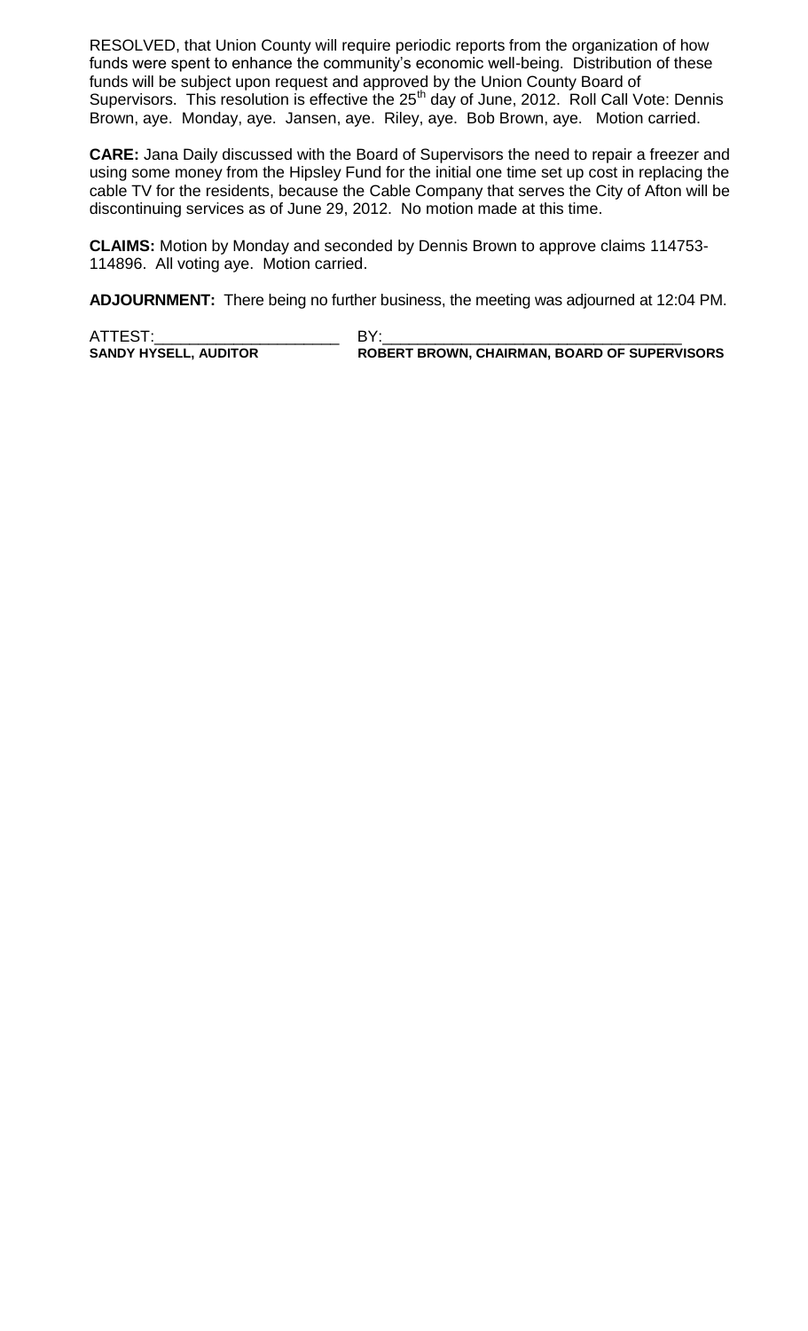RESOLVED, that Union County will require periodic reports from the organization of how funds were spent to enhance the community's economic well-being. Distribution of these funds will be subject upon request and approved by the Union County Board of Supervisors. This resolution is effective the 25th day of June, 2012. Roll Call Vote: Dennis Brown, aye. Monday, aye. Jansen, aye. Riley, aye. Bob Brown, aye. Motion carried.

**CARE:** Jana Daily discussed with the Board of Supervisors the need to repair a freezer and using some money from the Hipsley Fund for the initial one time set up cost in replacing the cable TV for the residents, because the Cable Company that serves the City of Afton will be discontinuing services as of June 29, 2012. No motion made at this time.

**CLAIMS:** Motion by Monday and seconded by Dennis Brown to approve claims 114753-114896. All voting aye. Motion carried.

**ADJOURNMENT:** There being no further business, the meeting was adjourned at 12:04 PM.

ATTEST:_____________________ BY:__________________________________

**SANDY HYSELL, AUDITOR** **ROBERT BROWN, CHAIRMAN, BOARD OF SUPERVISORS**